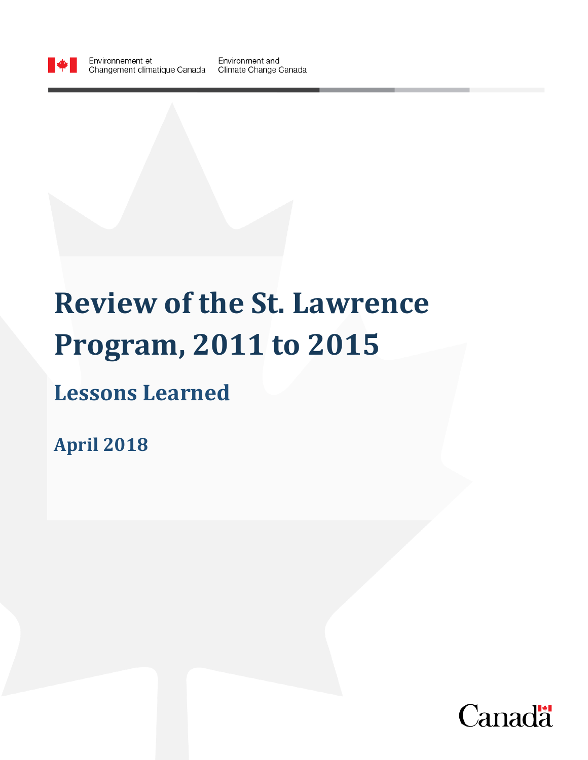Environnement et Changement climatique Canada

Environment and Climate Change Canada

# Review of the St. Lawrence Program, 2011 to 2015

## Lessons Learned

**April 2018**

Canada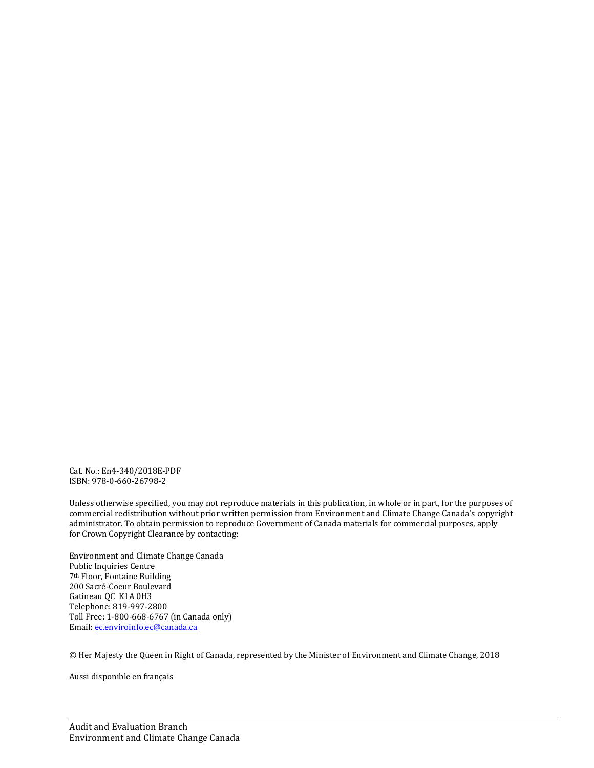Cat. No.: En4-340/2018E-PDF
ISBN: 978-0-660-26798-2

Unless otherwise specified, you may not reproduce materials in this publication, in whole or in part, for the purposes of commercial redistribution without prior written permission from Environment and Climate Change Canada's copyright administrator. To obtain permission to reproduce Government of Canada materials for commercial purposes, apply for Crown Copyright Clearance by contacting:

Environment and Climate Change Canada
Public Inquiries Centre
7th Floor, Fontaine Building
200 Sacré-Coeur Boulevard
Gatineau QC K1A 0H3
Telephone: 819-997-2800
Toll Free: 1-800-668-6767 (in Canada only)
Email: ec.enviroinfo.ec@canada.ca

© Her Majesty the Queen in Right of Canada, represented by the Minister of Environment and Climate Change, 2018

Aussi disponible en français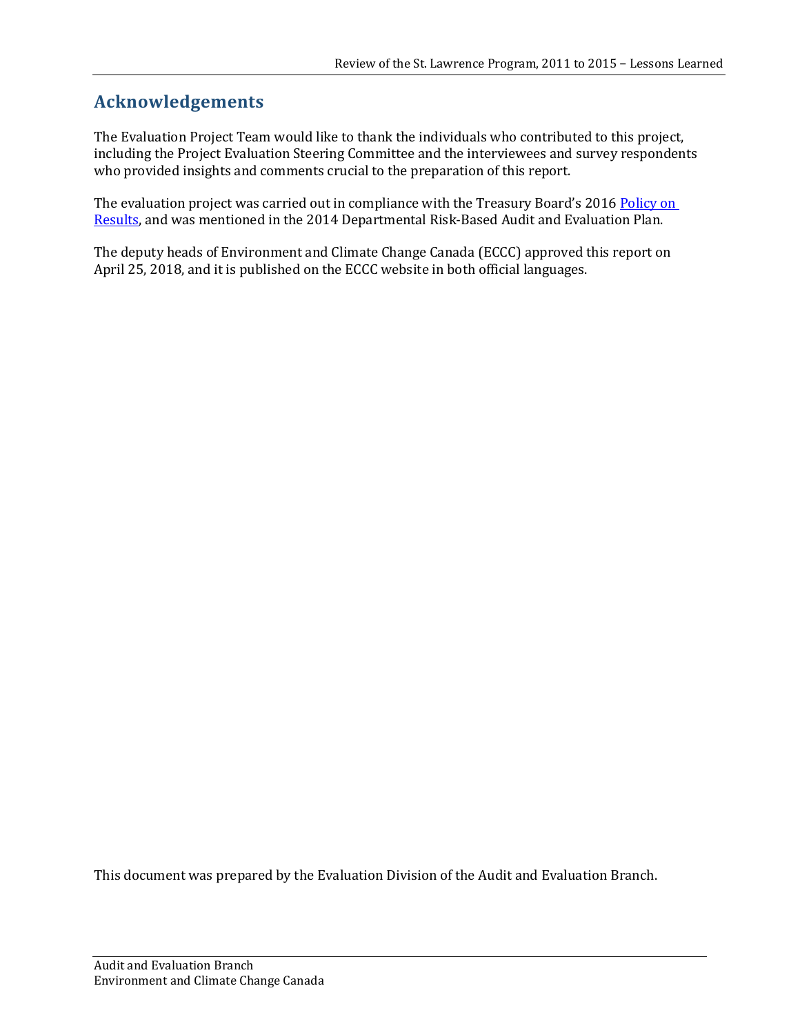## Acknowledgements

The Evaluation Project Team would like to thank the individuals who contributed to this project, including the Project Evaluation Steering Committee and the interviewees and survey respondents who provided insights and comments crucial to the preparation of this report.

The evaluation project was carried out in compliance with the Treasury Board's 2016 Policy on Results, and was mentioned in the 2014 Departmental Risk-Based Audit and Evaluation Plan.

The deputy heads of Environment and Climate Change Canada (ECCC) approved this report on April 25, 2018, and it is published on the ECCC website in both official languages.

This document was prepared by the Evaluation Division of the Audit and Evaluation Branch.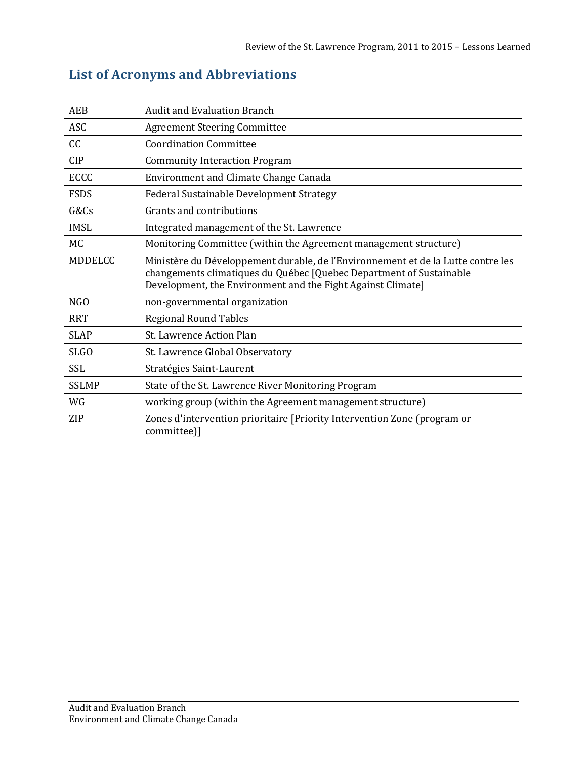## List of Acronyms and Abbreviations

| | |
|---|---|
| AEB | Audit and Evaluation Branch |
| ASC | Agreement Steering Committee |
| CC | Coordination Committee |
| CIP | Community Interaction Program |
| ECCC | Environment and Climate Change Canada |
| FSDS | Federal Sustainable Development Strategy |
| G&Cs | Grants and contributions |
| IMSL | Integrated management of the St. Lawrence |
| MC | Monitoring Committee (within the Agreement management structure) |
| MDDELCC | Ministère du Développement durable, de l'Environnement et de la Lutte contre les changements climatiques du Québec [Quebec Department of Sustainable Development, the Environment and the Fight Against Climate] |
| NGO | non-governmental organization |
| RRT | Regional Round Tables |
| SLAP | St. Lawrence Action Plan |
| SLGO | St. Lawrence Global Observatory |
| SSL | Stratégies Saint-Laurent |
| SSLMP | State of the St. Lawrence River Monitoring Program |
| WG | working group (within the Agreement management structure) |
| ZIP | Zones d'intervention prioritaire [Priority Intervention Zone (program or committee)] |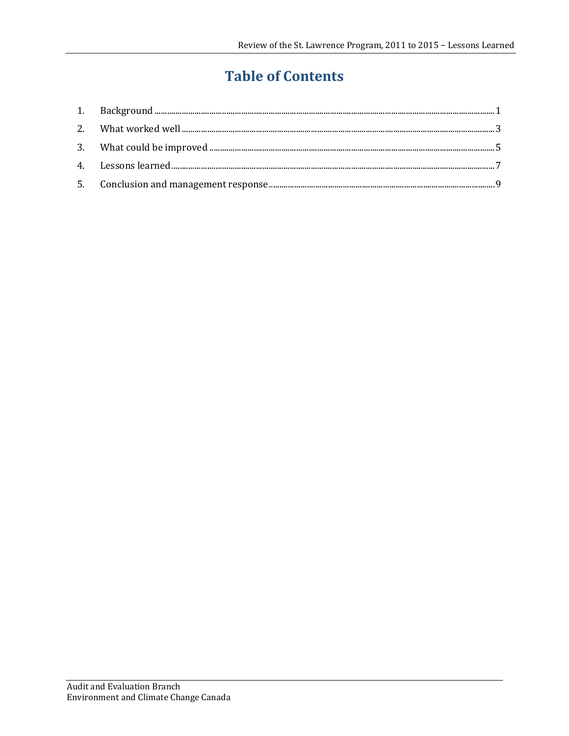# Table of Contents

1. Background ........................................................................................................ 1
2. What worked well ................................................................................................ 3
3. What could be improved ..................................................................................... 5
4. Lessons learned .................................................................................................. 7
5. Conclusion and management response .............................................................. 9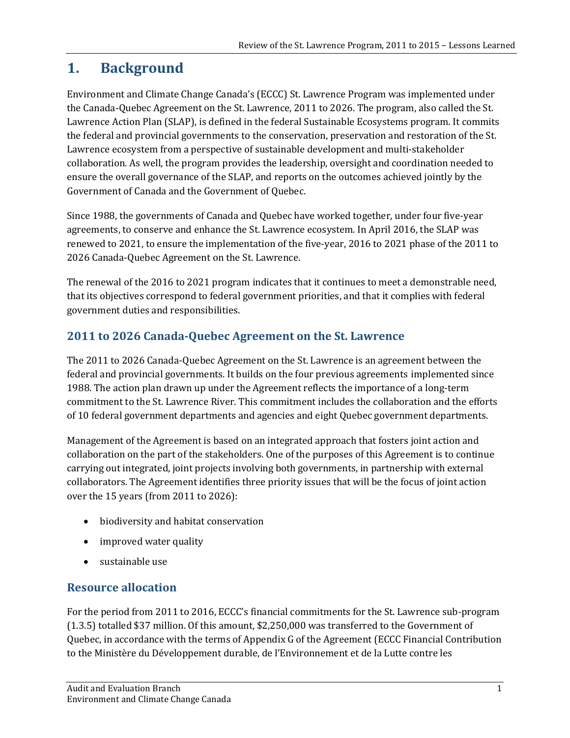# 1. Background

Environment and Climate Change Canada's (ECCC) St. Lawrence Program was implemented under the Canada-Quebec Agreement on the St. Lawrence, 2011 to 2026. The program, also called the St. Lawrence Action Plan (SLAP), is defined in the federal Sustainable Ecosystems program. It commits the federal and provincial governments to the conservation, preservation and restoration of the St. Lawrence ecosystem from a perspective of sustainable development and multi-stakeholder collaboration. As well, the program provides the leadership, oversight and coordination needed to ensure the overall governance of the SLAP, and reports on the outcomes achieved jointly by the Government of Canada and the Government of Quebec.

Since 1988, the governments of Canada and Quebec have worked together, under four five-year agreements, to conserve and enhance the St. Lawrence ecosystem. In April 2016, the SLAP was renewed to 2021, to ensure the implementation of the five-year, 2016 to 2021 phase of the 2011 to 2026 Canada-Quebec Agreement on the St. Lawrence.

The renewal of the 2016 to 2021 program indicates that it continues to meet a demonstrable need, that its objectives correspond to federal government priorities, and that it complies with federal government duties and responsibilities.

## 2011 to 2026 Canada-Quebec Agreement on the St. Lawrence

The 2011 to 2026 Canada-Quebec Agreement on the St. Lawrence is an agreement between the federal and provincial governments. It builds on the four previous agreements implemented since 1988. The action plan drawn up under the Agreement reflects the importance of a long-term commitment to the St. Lawrence River. This commitment includes the collaboration and the efforts of 10 federal government departments and agencies and eight Quebec government departments.

Management of the Agreement is based on an integrated approach that fosters joint action and collaboration on the part of the stakeholders. One of the purposes of this Agreement is to continue carrying out integrated, joint projects involving both governments, in partnership with external collaborators. The Agreement identifies three priority issues that will be the focus of joint action over the 15 years (from 2011 to 2026):

- biodiversity and habitat conservation
- improved water quality
- sustainable use

## Resource allocation

For the period from 2011 to 2016, ECCC's financial commitments for the St. Lawrence sub-program (1.3.5) totalled $37 million. Of this amount, $2,250,000 was transferred to the Government of Quebec, in accordance with the terms of Appendix G of the Agreement (ECCC Financial Contribution to the Ministère du Développement durable, de l'Environnement et de la Lutte contre les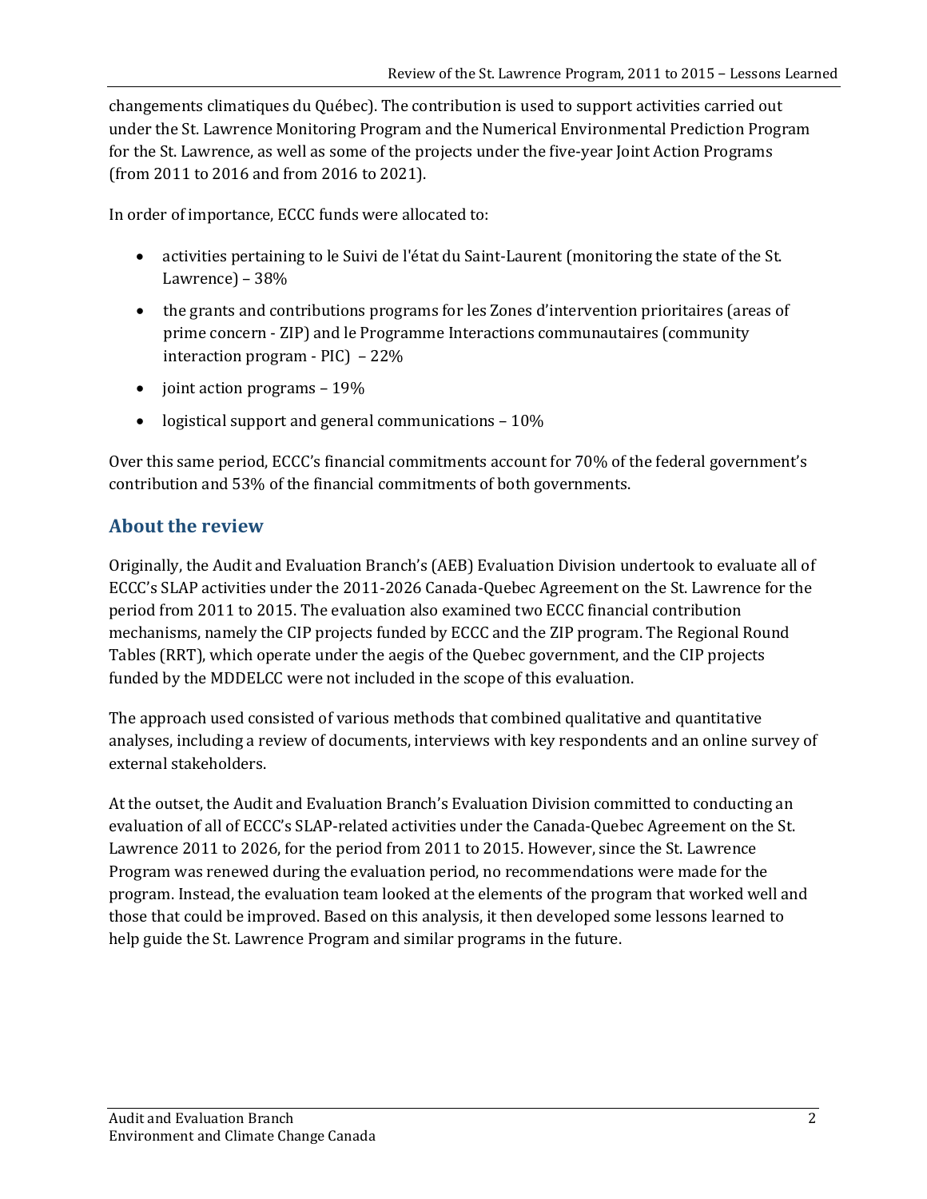changements climatiques du Québec). The contribution is used to support activities carried out under the St. Lawrence Monitoring Program and the Numerical Environmental Prediction Program for the St. Lawrence, as well as some of the projects under the five-year Joint Action Programs (from 2011 to 2016 and from 2016 to 2021).

In order of importance, ECCC funds were allocated to:

- activities pertaining to le Suivi de l'état du Saint-Laurent (monitoring the state of the St. Lawrence) – 38%
- the grants and contributions programs for les Zones d'intervention prioritaires (areas of prime concern - ZIP) and le Programme Interactions communautaires (community interaction program - PIC) – 22%
- joint action programs – 19%
- logistical support and general communications – 10%

Over this same period, ECCC's financial commitments account for 70% of the federal government's contribution and 53% of the financial commitments of both governments.

## About the review

Originally, the Audit and Evaluation Branch's (AEB) Evaluation Division undertook to evaluate all of ECCC's SLAP activities under the 2011-2026 Canada-Quebec Agreement on the St. Lawrence for the period from 2011 to 2015. The evaluation also examined two ECCC financial contribution mechanisms, namely the CIP projects funded by ECCC and the ZIP program. The Regional Round Tables (RRT), which operate under the aegis of the Quebec government, and the CIP projects funded by the MDDELCC were not included in the scope of this evaluation.

The approach used consisted of various methods that combined qualitative and quantitative analyses, including a review of documents, interviews with key respondents and an online survey of external stakeholders.

At the outset, the Audit and Evaluation Branch's Evaluation Division committed to conducting an evaluation of all of ECCC's SLAP-related activities under the Canada-Quebec Agreement on the St. Lawrence 2011 to 2026, for the period from 2011 to 2015. However, since the St. Lawrence Program was renewed during the evaluation period, no recommendations were made for the program. Instead, the evaluation team looked at the elements of the program that worked well and those that could be improved. Based on this analysis, it then developed some lessons learned to help guide the St. Lawrence Program and similar programs in the future.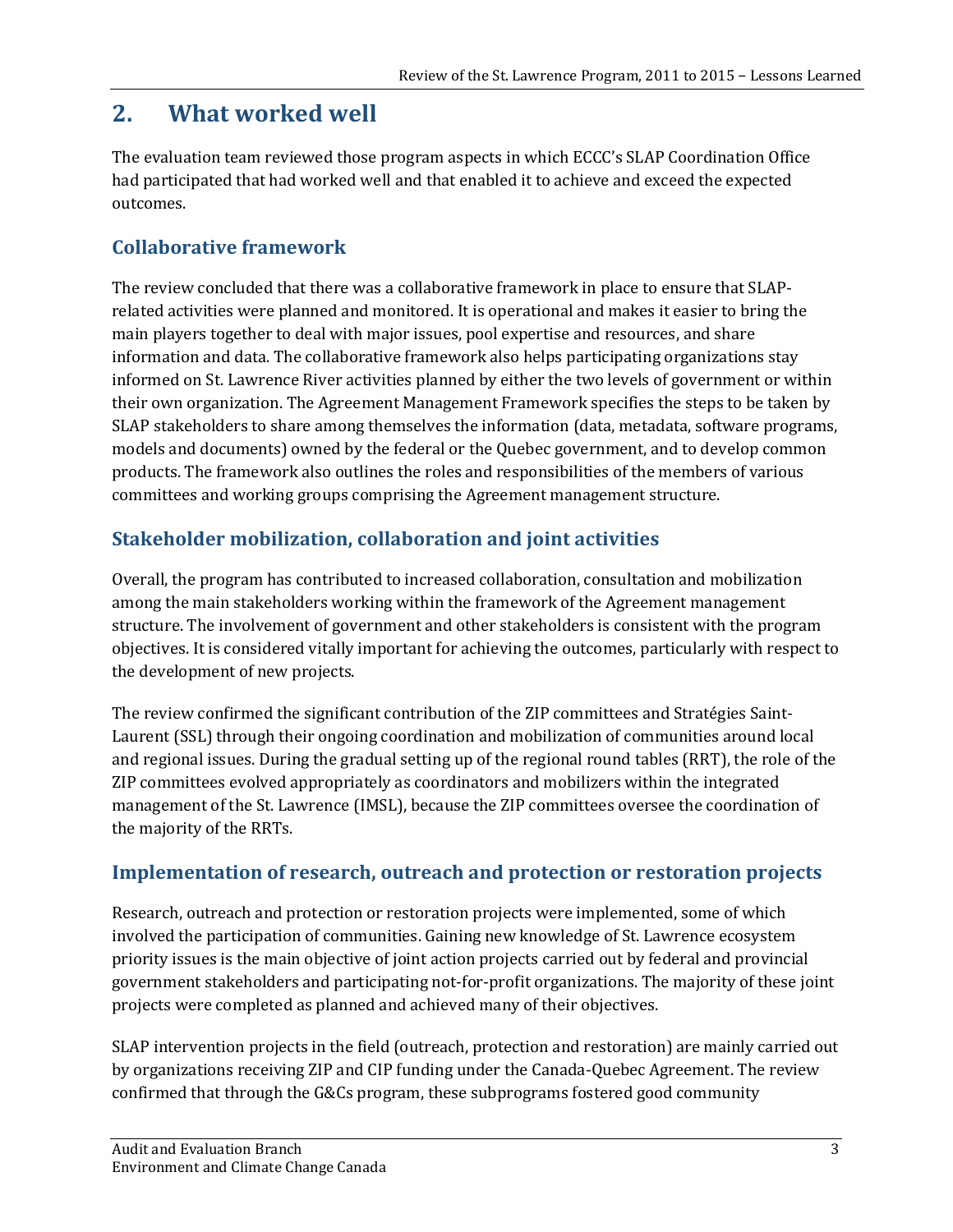## 2. What worked well

The evaluation team reviewed those program aspects in which ECCC's SLAP Coordination Office had participated that had worked well and that enabled it to achieve and exceed the expected outcomes.

### Collaborative framework

The review concluded that there was a collaborative framework in place to ensure that SLAP-related activities were planned and monitored. It is operational and makes it easier to bring the main players together to deal with major issues, pool expertise and resources, and share information and data. The collaborative framework also helps participating organizations stay informed on St. Lawrence River activities planned by either the two levels of government or within their own organization. The Agreement Management Framework specifies the steps to be taken by SLAP stakeholders to share among themselves the information (data, metadata, software programs, models and documents) owned by the federal or the Quebec government, and to develop common products. The framework also outlines the roles and responsibilities of the members of various committees and working groups comprising the Agreement management structure.

### Stakeholder mobilization, collaboration and joint activities

Overall, the program has contributed to increased collaboration, consultation and mobilization among the main stakeholders working within the framework of the Agreement management structure. The involvement of government and other stakeholders is consistent with the program objectives. It is considered vitally important for achieving the outcomes, particularly with respect to the development of new projects.

The review confirmed the significant contribution of the ZIP committees and Stratégies Saint-Laurent (SSL) through their ongoing coordination and mobilization of communities around local and regional issues. During the gradual setting up of the regional round tables (RRT), the role of the ZIP committees evolved appropriately as coordinators and mobilizers within the integrated management of the St. Lawrence (IMSL), because the ZIP committees oversee the coordination of the majority of the RRTs.

### Implementation of research, outreach and protection or restoration projects

Research, outreach and protection or restoration projects were implemented, some of which involved the participation of communities. Gaining new knowledge of St. Lawrence ecosystem priority issues is the main objective of joint action projects carried out by federal and provincial government stakeholders and participating not-for-profit organizations. The majority of these joint projects were completed as planned and achieved many of their objectives.

SLAP intervention projects in the field (outreach, protection and restoration) are mainly carried out by organizations receiving ZIP and CIP funding under the Canada-Quebec Agreement. The review confirmed that through the G&Cs program, these subprograms fostered good community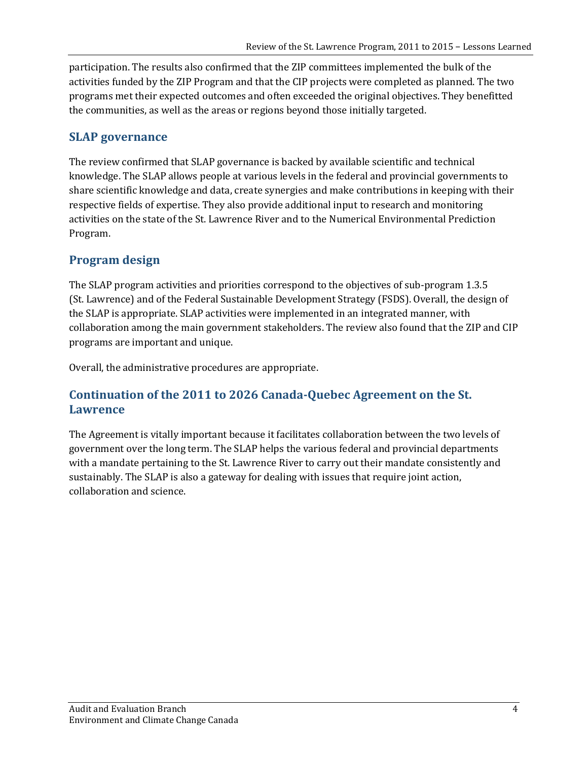participation. The results also confirmed that the ZIP committees implemented the bulk of the activities funded by the ZIP Program and that the CIP projects were completed as planned. The two programs met their expected outcomes and often exceeded the original objectives. They benefitted the communities, as well as the areas or regions beyond those initially targeted.

## SLAP governance

The review confirmed that SLAP governance is backed by available scientific and technical knowledge. The SLAP allows people at various levels in the federal and provincial governments to share scientific knowledge and data, create synergies and make contributions in keeping with their respective fields of expertise. They also provide additional input to research and monitoring activities on the state of the St. Lawrence River and to the Numerical Environmental Prediction Program.

## Program design

The SLAP program activities and priorities correspond to the objectives of sub-program 1.3.5 (St. Lawrence) and of the Federal Sustainable Development Strategy (FSDS). Overall, the design of the SLAP is appropriate. SLAP activities were implemented in an integrated manner, with collaboration among the main government stakeholders. The review also found that the ZIP and CIP programs are important and unique.

Overall, the administrative procedures are appropriate.

## Continuation of the 2011 to 2026 Canada-Quebec Agreement on the St. Lawrence

The Agreement is vitally important because it facilitates collaboration between the two levels of government over the long term. The SLAP helps the various federal and provincial departments with a mandate pertaining to the St. Lawrence River to carry out their mandate consistently and sustainably. The SLAP is also a gateway for dealing with issues that require joint action, collaboration and science.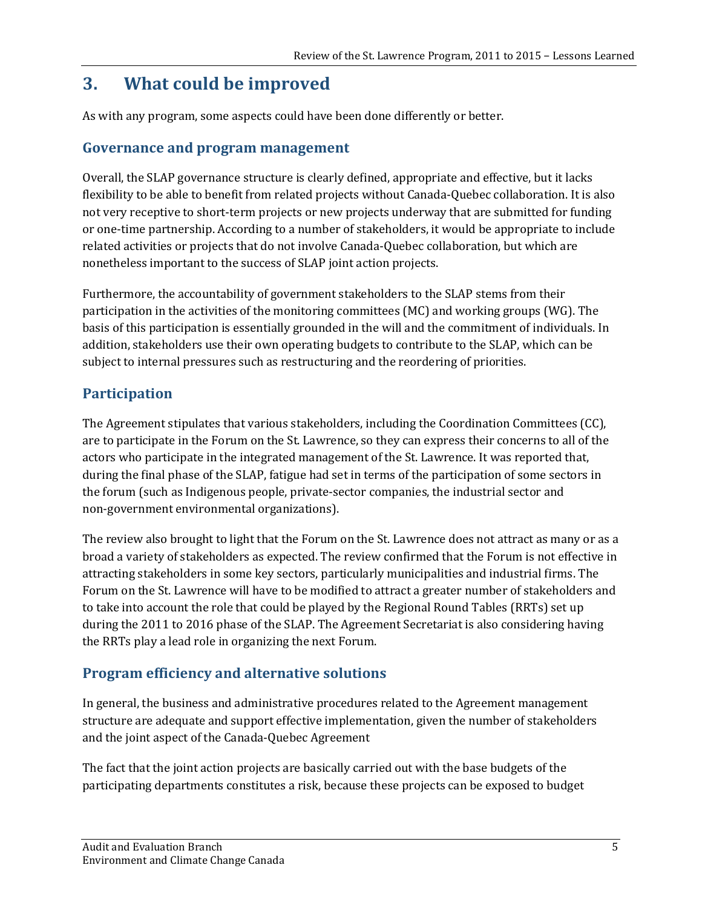# 3. What could be improved

As with any program, some aspects could have been done differently or better.

## Governance and program management

Overall, the SLAP governance structure is clearly defined, appropriate and effective, but it lacks flexibility to be able to benefit from related projects without Canada-Quebec collaboration. It is also not very receptive to short-term projects or new projects underway that are submitted for funding or one-time partnership. According to a number of stakeholders, it would be appropriate to include related activities or projects that do not involve Canada-Quebec collaboration, but which are nonetheless important to the success of SLAP joint action projects.

Furthermore, the accountability of government stakeholders to the SLAP stems from their participation in the activities of the monitoring committees (MC) and working groups (WG). The basis of this participation is essentially grounded in the will and the commitment of individuals. In addition, stakeholders use their own operating budgets to contribute to the SLAP, which can be subject to internal pressures such as restructuring and the reordering of priorities.

## Participation

The Agreement stipulates that various stakeholders, including the Coordination Committees (CC), are to participate in the Forum on the St. Lawrence, so they can express their concerns to all of the actors who participate in the integrated management of the St. Lawrence. It was reported that, during the final phase of the SLAP, fatigue had set in terms of the participation of some sectors in the forum (such as Indigenous people, private-sector companies, the industrial sector and non-government environmental organizations).

The review also brought to light that the Forum on the St. Lawrence does not attract as many or as a broad a variety of stakeholders as expected. The review confirmed that the Forum is not effective in attracting stakeholders in some key sectors, particularly municipalities and industrial firms. The Forum on the St. Lawrence will have to be modified to attract a greater number of stakeholders and to take into account the role that could be played by the Regional Round Tables (RRTs) set up during the 2011 to 2016 phase of the SLAP. The Agreement Secretariat is also considering having the RRTs play a lead role in organizing the next Forum.

## Program efficiency and alternative solutions

In general, the business and administrative procedures related to the Agreement management structure are adequate and support effective implementation, given the number of stakeholders and the joint aspect of the Canada-Quebec Agreement

The fact that the joint action projects are basically carried out with the base budgets of the participating departments constitutes a risk, because these projects can be exposed to budget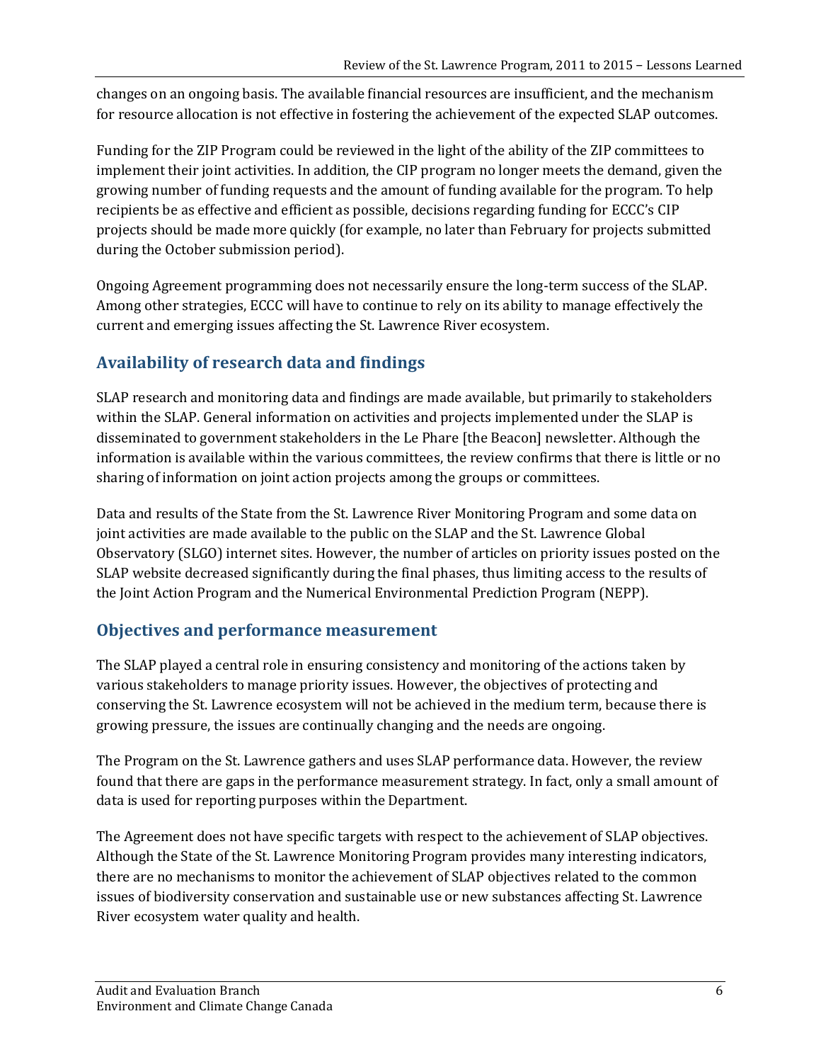changes on an ongoing basis. The available financial resources are insufficient, and the mechanism for resource allocation is not effective in fostering the achievement of the expected SLAP outcomes.

Funding for the ZIP Program could be reviewed in the light of the ability of the ZIP committees to implement their joint activities. In addition, the CIP program no longer meets the demand, given the growing number of funding requests and the amount of funding available for the program. To help recipients be as effective and efficient as possible, decisions regarding funding for ECCC's CIP projects should be made more quickly (for example, no later than February for projects submitted during the October submission period).

Ongoing Agreement programming does not necessarily ensure the long-term success of the SLAP. Among other strategies, ECCC will have to continue to rely on its ability to manage effectively the current and emerging issues affecting the St. Lawrence River ecosystem.

## Availability of research data and findings

SLAP research and monitoring data and findings are made available, but primarily to stakeholders within the SLAP. General information on activities and projects implemented under the SLAP is disseminated to government stakeholders in the Le Phare [the Beacon] newsletter. Although the information is available within the various committees, the review confirms that there is little or no sharing of information on joint action projects among the groups or committees.

Data and results of the State from the St. Lawrence River Monitoring Program and some data on joint activities are made available to the public on the SLAP and the St. Lawrence Global Observatory (SLGO) internet sites. However, the number of articles on priority issues posted on the SLAP website decreased significantly during the final phases, thus limiting access to the results of the Joint Action Program and the Numerical Environmental Prediction Program (NEPP).

## Objectives and performance measurement

The SLAP played a central role in ensuring consistency and monitoring of the actions taken by various stakeholders to manage priority issues. However, the objectives of protecting and conserving the St. Lawrence ecosystem will not be achieved in the medium term, because there is growing pressure, the issues are continually changing and the needs are ongoing.

The Program on the St. Lawrence gathers and uses SLAP performance data. However, the review found that there are gaps in the performance measurement strategy. In fact, only a small amount of data is used for reporting purposes within the Department.

The Agreement does not have specific targets with respect to the achievement of SLAP objectives. Although the State of the St. Lawrence Monitoring Program provides many interesting indicators, there are no mechanisms to monitor the achievement of SLAP objectives related to the common issues of biodiversity conservation and sustainable use or new substances affecting St. Lawrence River ecosystem water quality and health.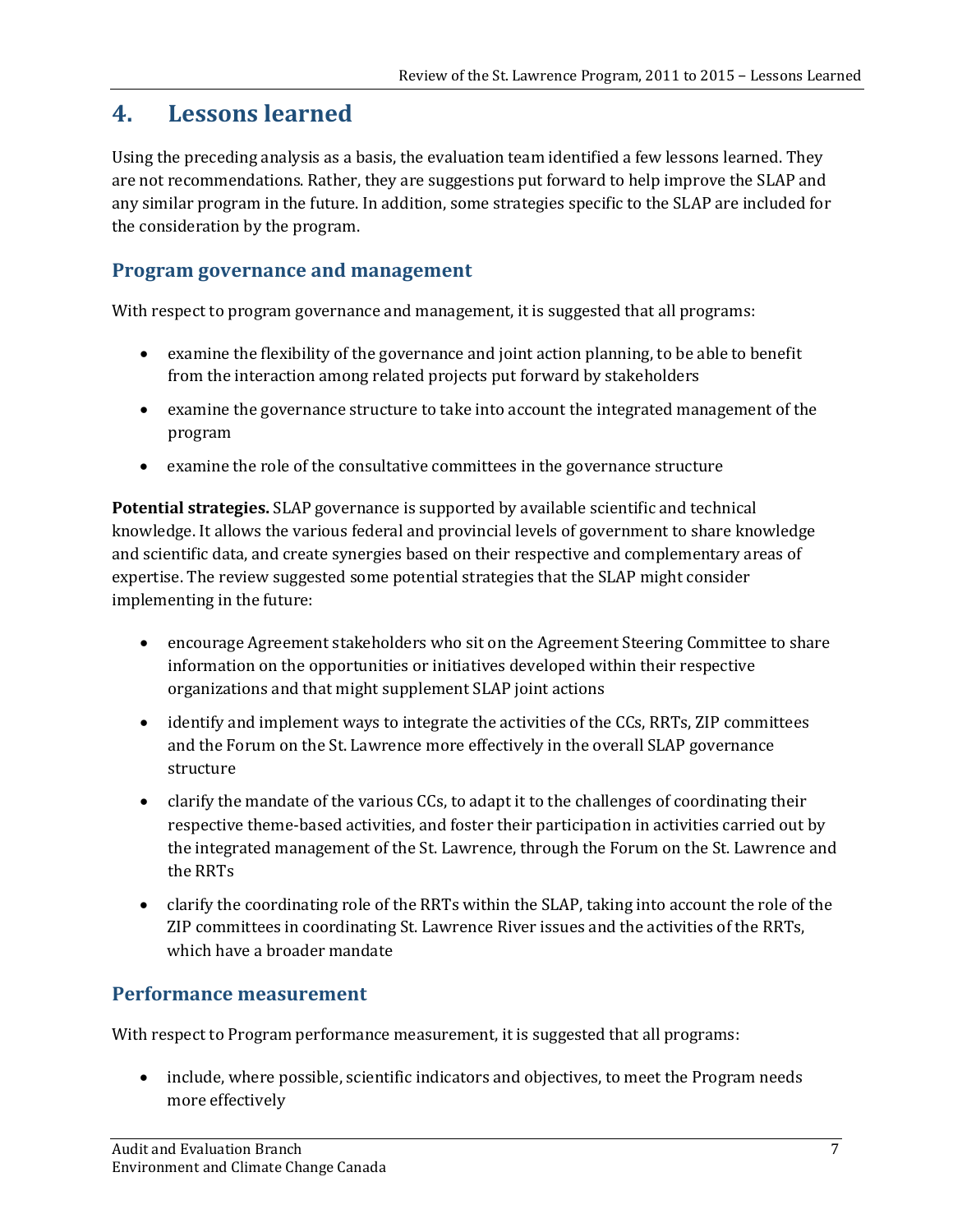# 4. Lessons learned

Using the preceding analysis as a basis, the evaluation team identified a few lessons learned. They are not recommendations. Rather, they are suggestions put forward to help improve the SLAP and any similar program in the future. In addition, some strategies specific to the SLAP are included for the consideration by the program.

## Program governance and management

With respect to program governance and management, it is suggested that all programs:

- examine the flexibility of the governance and joint action planning, to be able to benefit from the interaction among related projects put forward by stakeholders
- examine the governance structure to take into account the integrated management of the program
- examine the role of the consultative committees in the governance structure

**Potential strategies.** SLAP governance is supported by available scientific and technical knowledge. It allows the various federal and provincial levels of government to share knowledge and scientific data, and create synergies based on their respective and complementary areas of expertise. The review suggested some potential strategies that the SLAP might consider implementing in the future:

- encourage Agreement stakeholders who sit on the Agreement Steering Committee to share information on the opportunities or initiatives developed within their respective organizations and that might supplement SLAP joint actions
- identify and implement ways to integrate the activities of the CCs, RRTs, ZIP committees and the Forum on the St. Lawrence more effectively in the overall SLAP governance structure
- clarify the mandate of the various CCs, to adapt it to the challenges of coordinating their respective theme-based activities, and foster their participation in activities carried out by the integrated management of the St. Lawrence, through the Forum on the St. Lawrence and the RRTs
- clarify the coordinating role of the RRTs within the SLAP, taking into account the role of the ZIP committees in coordinating St. Lawrence River issues and the activities of the RRTs, which have a broader mandate

## Performance measurement

With respect to Program performance measurement, it is suggested that all programs:

- include, where possible, scientific indicators and objectives, to meet the Program needs more effectively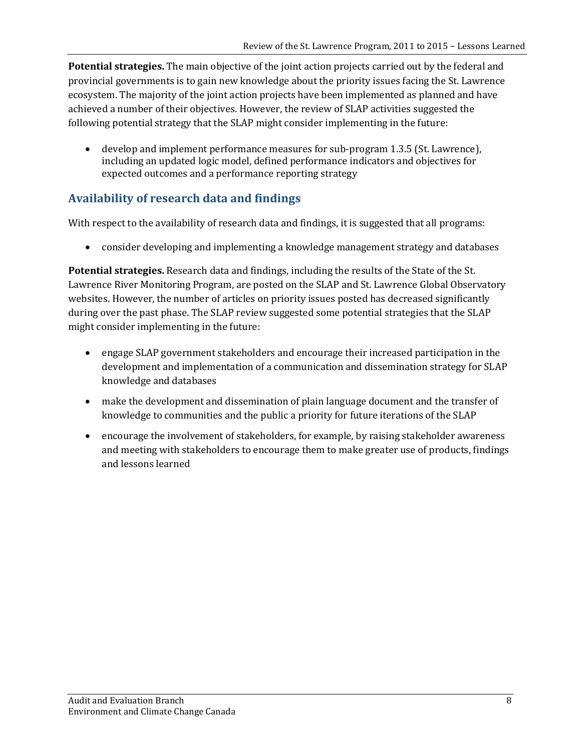**Potential strategies.** The main objective of the joint action projects carried out by the federal and provincial governments is to gain new knowledge about the priority issues facing the St. Lawrence ecosystem. The majority of the joint action projects have been implemented as planned and have achieved a number of their objectives. However, the review of SLAP activities suggested the following potential strategy that the SLAP might consider implementing in the future:

- develop and implement performance measures for sub-program 1.3.5 (St. Lawrence), including an updated logic model, defined performance indicators and objectives for expected outcomes and a performance reporting strategy

## Availability of research data and findings

With respect to the availability of research data and findings, it is suggested that all programs:

- consider developing and implementing a knowledge management strategy and databases

**Potential strategies.** Research data and findings, including the results of the State of the St. Lawrence River Monitoring Program, are posted on the SLAP and St. Lawrence Global Observatory websites. However, the number of articles on priority issues posted has decreased significantly during over the past phase. The SLAP review suggested some potential strategies that the SLAP might consider implementing in the future:

- engage SLAP government stakeholders and encourage their increased participation in the development and implementation of a communication and dissemination strategy for SLAP knowledge and databases
- make the development and dissemination of plain language document and the transfer of knowledge to communities and the public a priority for future iterations of the SLAP
- encourage the involvement of stakeholders, for example, by raising stakeholder awareness and meeting with stakeholders to encourage them to make greater use of products, findings and lessons learned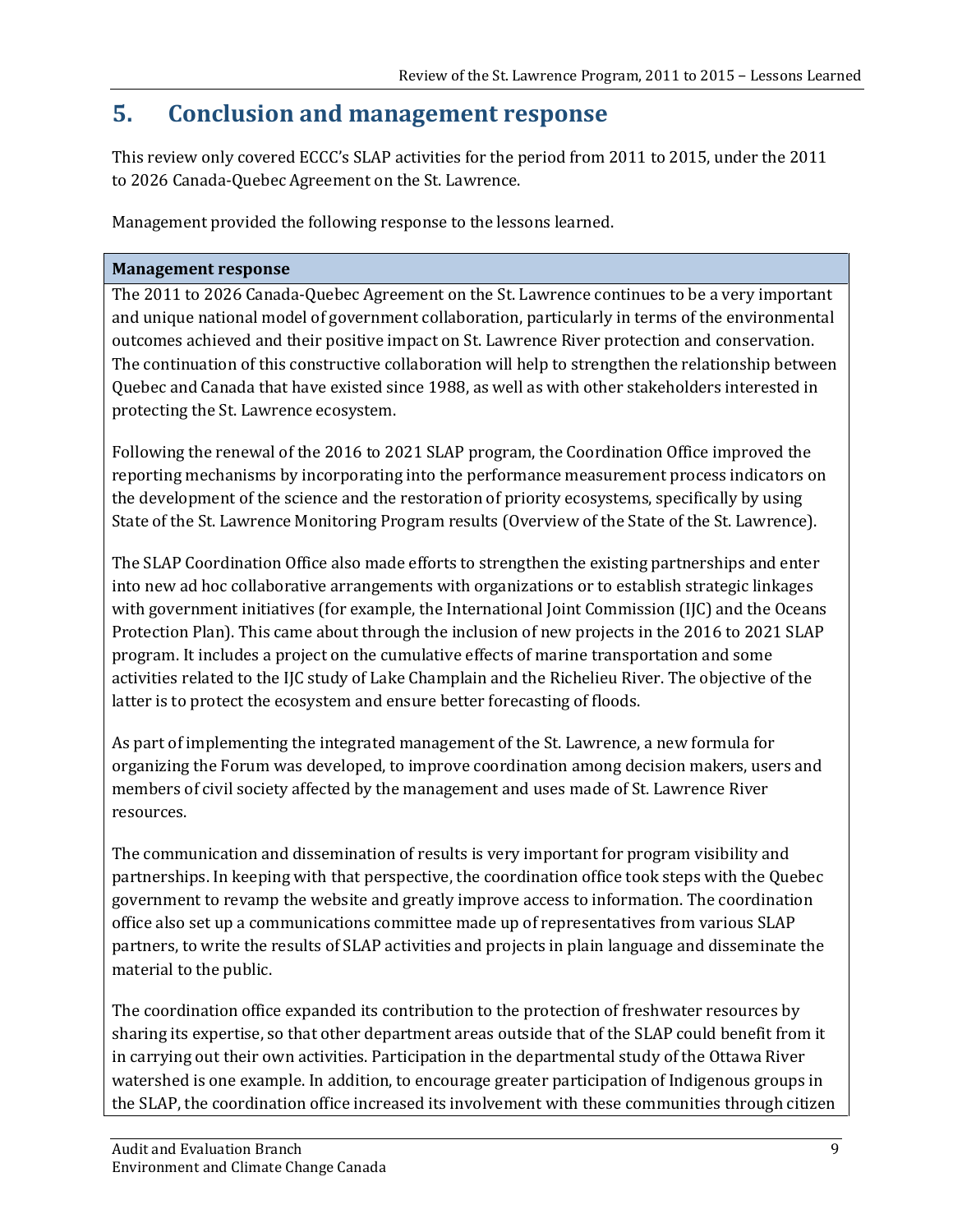## 5. Conclusion and management response

This review only covered ECCC's SLAP activities for the period from 2011 to 2015, under the 2011 to 2026 Canada-Quebec Agreement on the St. Lawrence.

Management provided the following response to the lessons learned.

**Management response**

The 2011 to 2026 Canada-Quebec Agreement on the St. Lawrence continues to be a very important and unique national model of government collaboration, particularly in terms of the environmental outcomes achieved and their positive impact on St. Lawrence River protection and conservation. The continuation of this constructive collaboration will help to strengthen the relationship between Quebec and Canada that have existed since 1988, as well as with other stakeholders interested in protecting the St. Lawrence ecosystem.

Following the renewal of the 2016 to 2021 SLAP program, the Coordination Office improved the reporting mechanisms by incorporating into the performance measurement process indicators on the development of the science and the restoration of priority ecosystems, specifically by using State of the St. Lawrence Monitoring Program results (Overview of the State of the St. Lawrence).

The SLAP Coordination Office also made efforts to strengthen the existing partnerships and enter into new ad hoc collaborative arrangements with organizations or to establish strategic linkages with government initiatives (for example, the International Joint Commission (IJC) and the Oceans Protection Plan). This came about through the inclusion of new projects in the 2016 to 2021 SLAP program. It includes a project on the cumulative effects of marine transportation and some activities related to the IJC study of Lake Champlain and the Richelieu River. The objective of the latter is to protect the ecosystem and ensure better forecasting of floods.

As part of implementing the integrated management of the St. Lawrence, a new formula for organizing the Forum was developed, to improve coordination among decision makers, users and members of civil society affected by the management and uses made of St. Lawrence River resources.

The communication and dissemination of results is very important for program visibility and partnerships. In keeping with that perspective, the coordination office took steps with the Quebec government to revamp the website and greatly improve access to information. The coordination office also set up a communications committee made up of representatives from various SLAP partners, to write the results of SLAP activities and projects in plain language and disseminate the material to the public.

The coordination office expanded its contribution to the protection of freshwater resources by sharing its expertise, so that other department areas outside that of the SLAP could benefit from it in carrying out their own activities. Participation in the departmental study of the Ottawa River watershed is one example. In addition, to encourage greater participation of Indigenous groups in the SLAP, the coordination office increased its involvement with these communities through citizen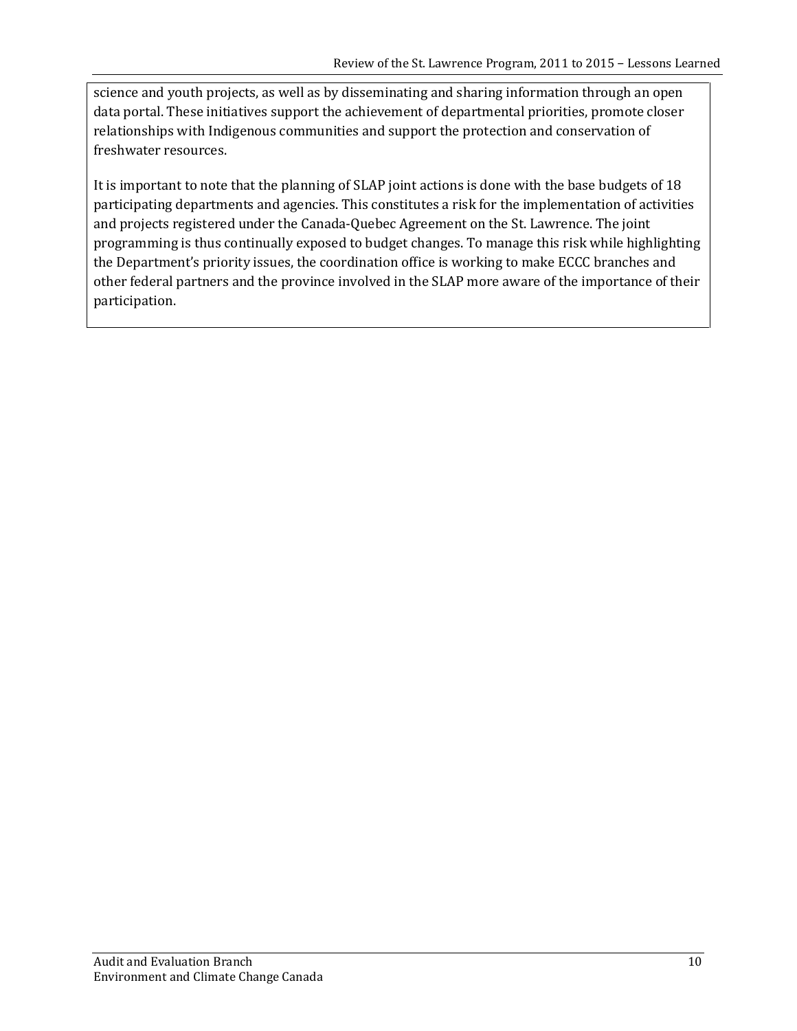science and youth projects, as well as by disseminating and sharing information through an open data portal. These initiatives support the achievement of departmental priorities, promote closer relationships with Indigenous communities and support the protection and conservation of freshwater resources.

It is important to note that the planning of SLAP joint actions is done with the base budgets of 18 participating departments and agencies. This constitutes a risk for the implementation of activities and projects registered under the Canada-Quebec Agreement on the St. Lawrence. The joint programming is thus continually exposed to budget changes. To manage this risk while highlighting the Department's priority issues, the coordination office is working to make ECCC branches and other federal partners and the province involved in the SLAP more aware of the importance of their participation.